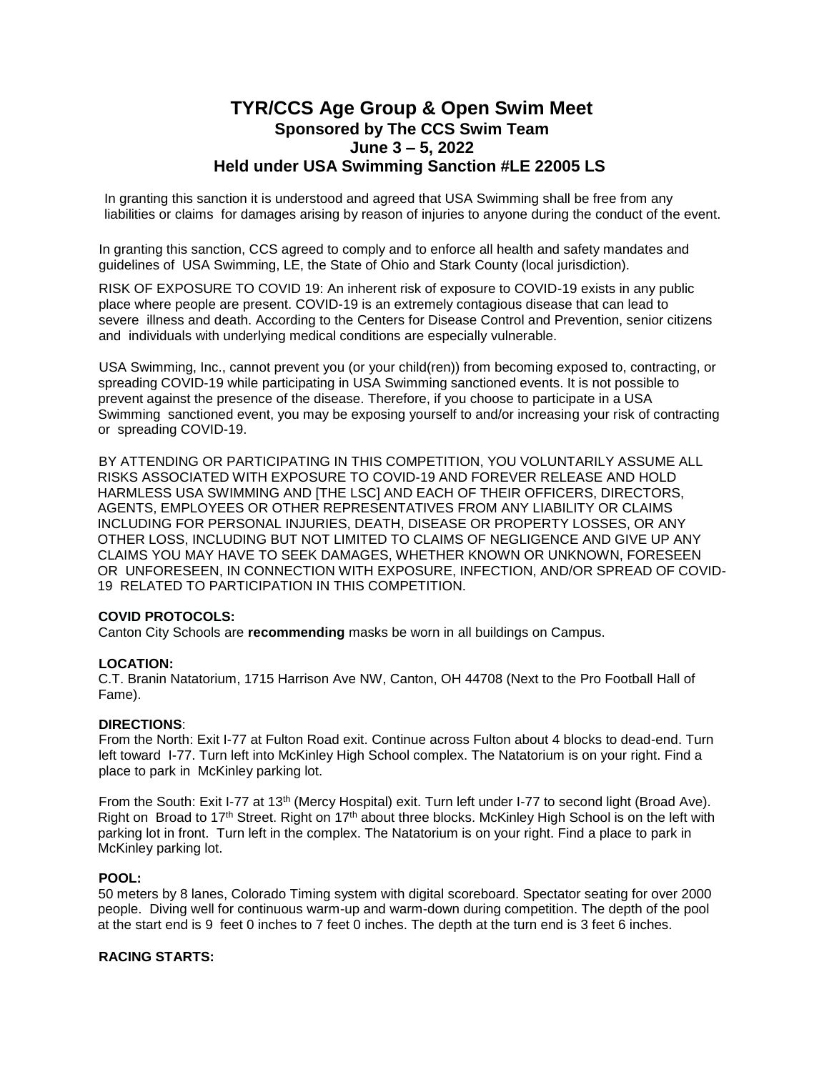# TYR/CCS Age Group & Open Swim Meet

## Sponsored by The CCS Swim Team

## June 3 – 5, 2022

## Held under USA Swimming Sanction #LE 22005 LS

In granting this sanction it is understood and agreed that USA Swimming shall be free from any liabilities or claims for damages arising by reason of injuries to anyone during the conduct of the event.

In granting this sanction, CCS agreed to comply and to enforce all health and safety mandates and guidelines of USA Swimming, LE, the State of Ohio and Stark County (local jurisdiction).

RISK OF EXPOSURE TO COVID 19: An inherent risk of exposure to COVID-19 exists in any public place where people are present. COVID-19 is an extremely contagious disease that can lead to severe illness and death. According to the Centers for Disease Control and Prevention, senior citizens and individuals with underlying medical conditions are especially vulnerable.

USA Swimming, Inc., cannot prevent you (or your child(ren)) from becoming exposed to, contracting, or spreading COVID-19 while participating in USA Swimming sanctioned events. It is not possible to prevent against the presence of the disease. Therefore, if you choose to participate in a USA Swimming sanctioned event, you may be exposing yourself to and/or increasing your risk of contracting or spreading COVID-19.

BY ATTENDING OR PARTICIPATING IN THIS COMPETITION, YOU VOLUNTARILY ASSUME ALL RISKS ASSOCIATED WITH EXPOSURE TO COVID-19 AND FOREVER RELEASE AND HOLD HARMLESS USA SWIMMING AND [THE LSC] AND EACH OF THEIR OFFICERS, DIRECTORS, AGENTS, EMPLOYEES OR OTHER REPRESENTATIVES FROM ANY LIABILITY OR CLAIMS INCLUDING FOR PERSONAL INJURIES, DEATH, DISEASE OR PROPERTY LOSSES, OR ANY OTHER LOSS, INCLUDING BUT NOT LIMITED TO CLAIMS OF NEGLIGENCE AND GIVE UP ANY CLAIMS YOU MAY HAVE TO SEEK DAMAGES, WHETHER KNOWN OR UNKNOWN, FORESEEN OR UNFORESEEN, IN CONNECTION WITH EXPOSURE, INFECTION, AND/OR SPREAD OF COVID-19 RELATED TO PARTICIPATION IN THIS COMPETITION.

**COVID PROTOCOLS:**

Canton City Schools are **recommending** masks be worn in all buildings on Campus.

**LOCATION:**

C.T. Branin Natatorium, 1715 Harrison Ave NW, Canton, OH 44708 (Next to the Pro Football Hall of Fame).

**DIRECTIONS**:

From the North: Exit I-77 at Fulton Road exit. Continue across Fulton about 4 blocks to dead-end. Turn left toward I-77. Turn left into McKinley High School complex. The Natatorium is on your right. Find a place to park in McKinley parking lot.

From the South: Exit I-77 at 13th (Mercy Hospital) exit. Turn left under I-77 to second light (Broad Ave). Right on Broad to 17th Street. Right on 17th about three blocks. McKinley High School is on the left with parking lot in front. Turn left in the complex. The Natatorium is on your right. Find a place to park in McKinley parking lot.

**POOL:**

50 meters by 8 lanes, Colorado Timing system with digital scoreboard. Spectator seating for over 2000 people. Diving well for continuous warm-up and warm-down during competition. The depth of the pool at the start end is 9 feet 0 inches to 7 feet 0 inches. The depth at the turn end is 3 feet 6 inches.

**RACING STARTS:**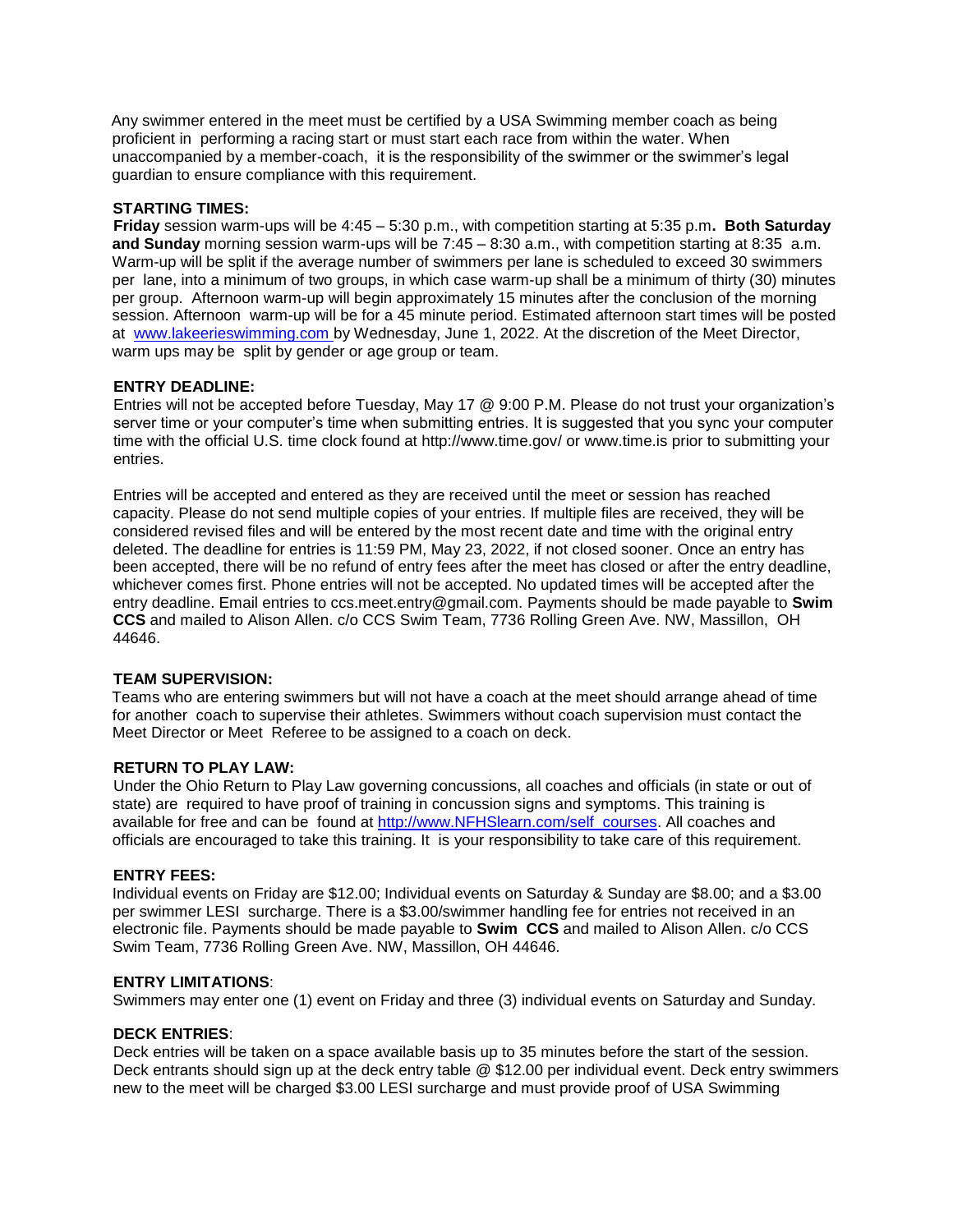Any swimmer entered in the meet must be certified by a USA Swimming member coach as being proficient in performing a racing start or must start each race from within the water. When unaccompanied by a member-coach, it is the responsibility of the swimmer or the swimmer's legal guardian to ensure compliance with this requirement.

**STARTING TIMES:**

**Friday** session warm-ups will be 4:45 – 5:30 p.m., with competition starting at 5:35 p.m**. Both Saturday and Sunday** morning session warm-ups will be 7:45 – 8:30 a.m., with competition starting at 8:35 a.m. Warm-up will be split if the average number of swimmers per lane is scheduled to exceed 30 swimmers per lane, into a minimum of two groups, in which case warm-up shall be a minimum of thirty (30) minutes per group. Afternoon warm-up will begin approximately 15 minutes after the conclusion of the morning session. Afternoon warm-up will be for a 45 minute period. Estimated afternoon start times will be posted at [www.lakeerieswimming.com](http://www.lakeerieswimming.com) by Wednesday, June 1, 2022. At the discretion of the Meet Director, warm ups may be split by gender or age group or team.

**ENTRY DEADLINE:**

Entries will not be accepted before Tuesday, May 17 @ 9:00 P.M. Please do not trust your organization's server time or your computer's time when submitting entries. It is suggested that you sync your computer time with the official U.S. time clock found at http://www.time.gov/ or www.time.is prior to submitting your entries.

Entries will be accepted and entered as they are received until the meet or session has reached capacity. Please do not send multiple copies of your entries. If multiple files are received, they will be considered revised files and will be entered by the most recent date and time with the original entry deleted. The deadline for entries is 11:59 PM, May 23, 2022, if not closed sooner. Once an entry has been accepted, there will be no refund of entry fees after the meet has closed or after the entry deadline, whichever comes first. Phone entries will not be accepted. No updated times will be accepted after the entry deadline. Email entries to ccs.meet.entry@gmail.com. Payments should be made payable to **Swim CCS** and mailed to Alison Allen. c/o CCS Swim Team, 7736 Rolling Green Ave. NW, Massillon, OH 44646.

**TEAM SUPERVISION:**

Teams who are entering swimmers but will not have a coach at the meet should arrange ahead of time for another coach to supervise their athletes. Swimmers without coach supervision must contact the Meet Director or Meet Referee to be assigned to a coach on deck.

**RETURN TO PLAY LAW:**

Under the Ohio Return to Play Law governing concussions, all coaches and officials (in state or out of state) are required to have proof of training in concussion signs and symptoms. This training is available for free and can be found at [http://www.NFHSlearn.com/self_courses](http://www.NFHSlearn.com/self_courses). All coaches and officials are encouraged to take this training. It is your responsibility to take care of this requirement.

**ENTRY FEES:**

Individual events on Friday are $12.00; Individual events on Saturday & Sunday are $8.00; and a $3.00 per swimmer LESI surcharge. There is a $3.00/swimmer handling fee for entries not received in an electronic file. Payments should be made payable to **Swim CCS** and mailed to Alison Allen. c/o CCS Swim Team, 7736 Rolling Green Ave. NW, Massillon, OH 44646.

**ENTRY LIMITATIONS**:

Swimmers may enter one (1) event on Friday and three (3) individual events on Saturday and Sunday.

**DECK ENTRIES**:

Deck entries will be taken on a space available basis up to 35 minutes before the start of the session. Deck entrants should sign up at the deck entry table @ $12.00 per individual event. Deck entry swimmers new to the meet will be charged $3.00 LESI surcharge and must provide proof of USA Swimming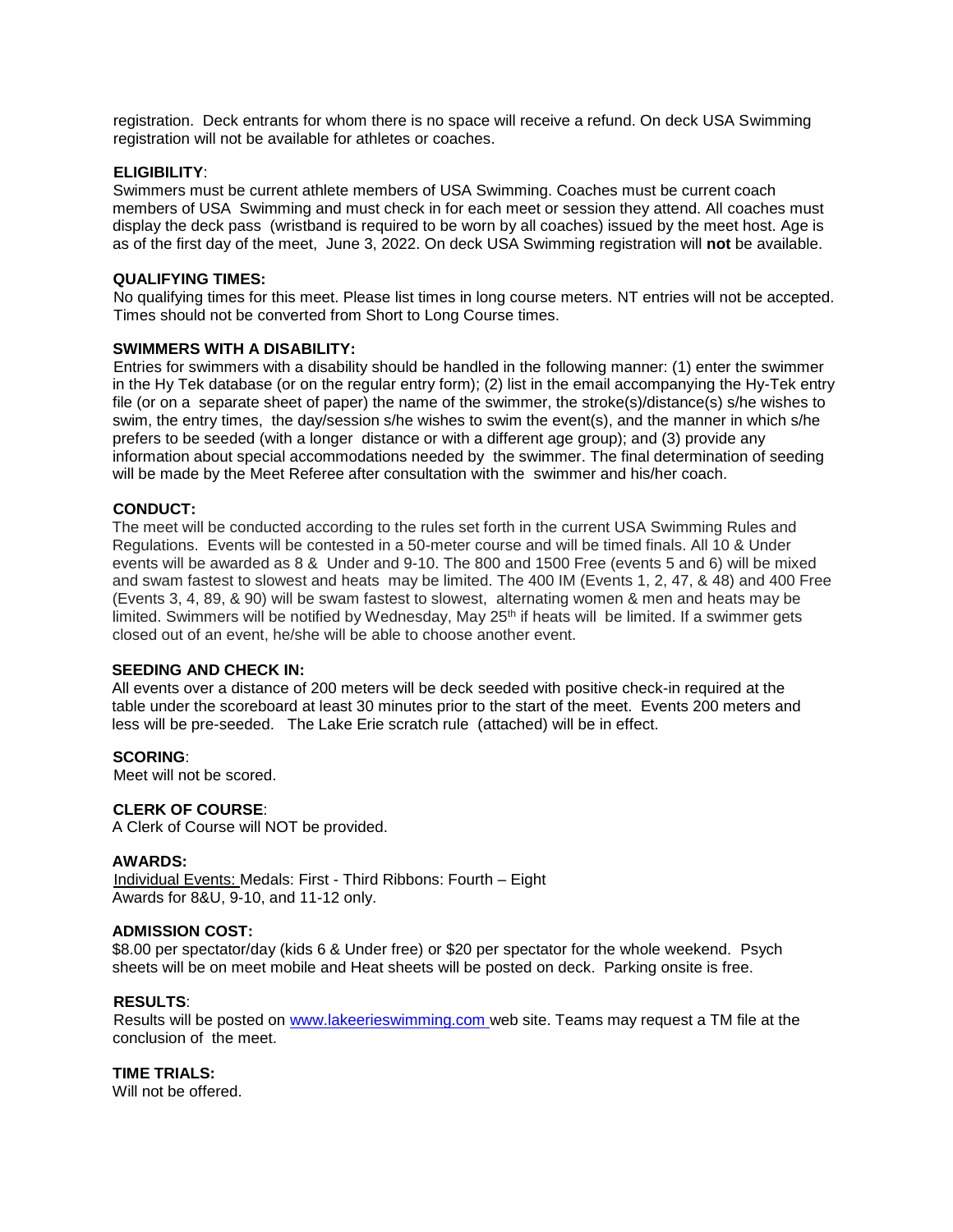registration. Deck entrants for whom there is no space will receive a refund. On deck USA Swimming registration will not be available for athletes or coaches.

**ELIGIBILITY**:
Swimmers must be current athlete members of USA Swimming. Coaches must be current coach members of USA Swimming and must check in for each meet or session they attend. All coaches must display the deck pass (wristband is required to be worn by all coaches) issued by the meet host. Age is as of the first day of the meet, June 3, 2022. On deck USA Swimming registration will **not** be available.

**QUALIFYING TIMES:**
No qualifying times for this meet. Please list times in long course meters. NT entries will not be accepted. Times should not be converted from Short to Long Course times.

**SWIMMERS WITH A DISABILITY:**
Entries for swimmers with a disability should be handled in the following manner: (1) enter the swimmer in the Hy Tek database (or on the regular entry form); (2) list in the email accompanying the Hy-Tek entry file (or on a separate sheet of paper) the name of the swimmer, the stroke(s)/distance(s) s/he wishes to swim, the entry times, the day/session s/he wishes to swim the event(s), and the manner in which s/he prefers to be seeded (with a longer distance or with a different age group); and (3) provide any information about special accommodations needed by the swimmer. The final determination of seeding will be made by the Meet Referee after consultation with the swimmer and his/her coach.

**CONDUCT:**
The meet will be conducted according to the rules set forth in the current USA Swimming Rules and Regulations. Events will be contested in a 50-meter course and will be timed finals. All 10 & Under events will be awarded as 8 & Under and 9-10. The 800 and 1500 Free (events 5 and 6) will be mixed and swam fastest to slowest and heats may be limited. The 400 IM (Events 1, 2, 47, & 48) and 400 Free (Events 3, 4, 89, & 90) will be swam fastest to slowest, alternating women & men and heats may be limited. Swimmers will be notified by Wednesday, May 25th if heats will be limited. If a swimmer gets closed out of an event, he/she will be able to choose another event.

**SEEDING AND CHECK IN:**
All events over a distance of 200 meters will be deck seeded with positive check-in required at the table under the scoreboard at least 30 minutes prior to the start of the meet. Events 200 meters and less will be pre-seeded. The Lake Erie scratch rule (attached) will be in effect.

**SCORING**:
Meet will not be scored.

**CLERK OF COURSE**:
A Clerk of Course will NOT be provided.

**AWARDS:**
Individual Events: Medals: First - Third Ribbons: Fourth – Eight
Awards for 8&U, 9-10, and 11-12 only.

**ADMISSION COST:**
$8.00 per spectator/day (kids 6 & Under free) or $20 per spectator for the whole weekend. Psych sheets will be on meet mobile and Heat sheets will be posted on deck. Parking onsite is free.

**RESULTS**:
Results will be posted on www.lakeerieswimming.com web site. Teams may request a TM file at the conclusion of the meet.

**TIME TRIALS:**
Will not be offered.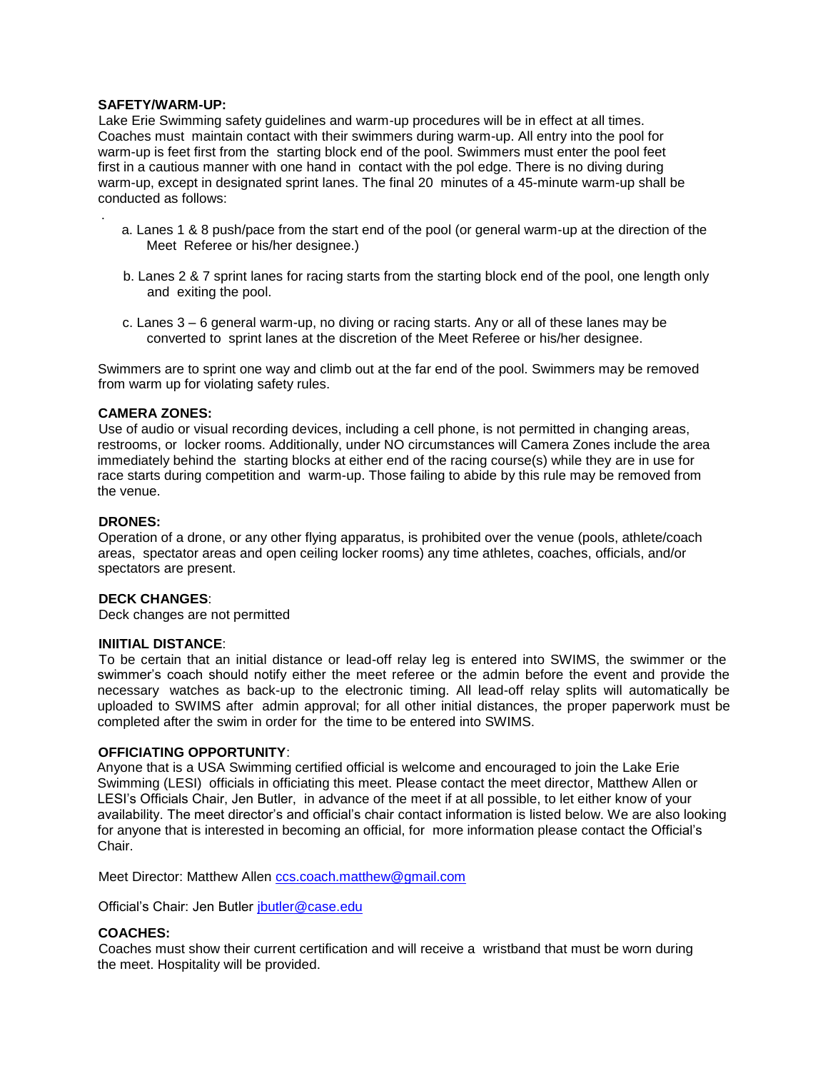**SAFETY/WARM-UP:**

Lake Erie Swimming safety guidelines and warm-up procedures will be in effect at all times. Coaches must maintain contact with their swimmers during warm-up. All entry into the pool for warm-up is feet first from the starting block end of the pool. Swimmers must enter the pool feet first in a cautious manner with one hand in contact with the pol edge. There is no diving during warm-up, except in designated sprint lanes. The final 20 minutes of a 45-minute warm-up shall be conducted as follows:

.

a. Lanes 1 & 8 push/pace from the start end of the pool (or general warm-up at the direction of the Meet Referee or his/her designee.)

b. Lanes 2 & 7 sprint lanes for racing starts from the starting block end of the pool, one length only and exiting the pool.

c. Lanes 3 – 6 general warm-up, no diving or racing starts. Any or all of these lanes may be converted to sprint lanes at the discretion of the Meet Referee or his/her designee.

Swimmers are to sprint one way and climb out at the far end of the pool. Swimmers may be removed from warm up for violating safety rules.

**CAMERA ZONES:**

Use of audio or visual recording devices, including a cell phone, is not permitted in changing areas, restrooms, or locker rooms. Additionally, under NO circumstances will Camera Zones include the area immediately behind the starting blocks at either end of the racing course(s) while they are in use for race starts during competition and warm-up. Those failing to abide by this rule may be removed from the venue.

**DRONES:**

Operation of a drone, or any other flying apparatus, is prohibited over the venue (pools, athlete/coach areas, spectator areas and open ceiling locker rooms) any time athletes, coaches, officials, and/or spectators are present.

**DECK CHANGES**:

Deck changes are not permitted

**INIITIAL DISTANCE**:

To be certain that an initial distance or lead-off relay leg is entered into SWIMS, the swimmer or the swimmer's coach should notify either the meet referee or the admin before the event and provide the necessary watches as back-up to the electronic timing. All lead-off relay splits will automatically be uploaded to SWIMS after admin approval; for all other initial distances, the proper paperwork must be completed after the swim in order for the time to be entered into SWIMS.

**OFFICIATING OPPORTUNITY**:

Anyone that is a USA Swimming certified official is welcome and encouraged to join the Lake Erie Swimming (LESI) officials in officiating this meet. Please contact the meet director, Matthew Allen or LESI's Officials Chair, Jen Butler, in advance of the meet if at all possible, to let either know of your availability. The meet director's and official's chair contact information is listed below. We are also looking for anyone that is interested in becoming an official, for more information please contact the Official's Chair.

Meet Director: Matthew Allen ccs.coach.matthew@gmail.com

Official's Chair: Jen Butler jbutler@case.edu

**COACHES:**

Coaches must show their current certification and will receive a wristband that must be worn during the meet. Hospitality will be provided.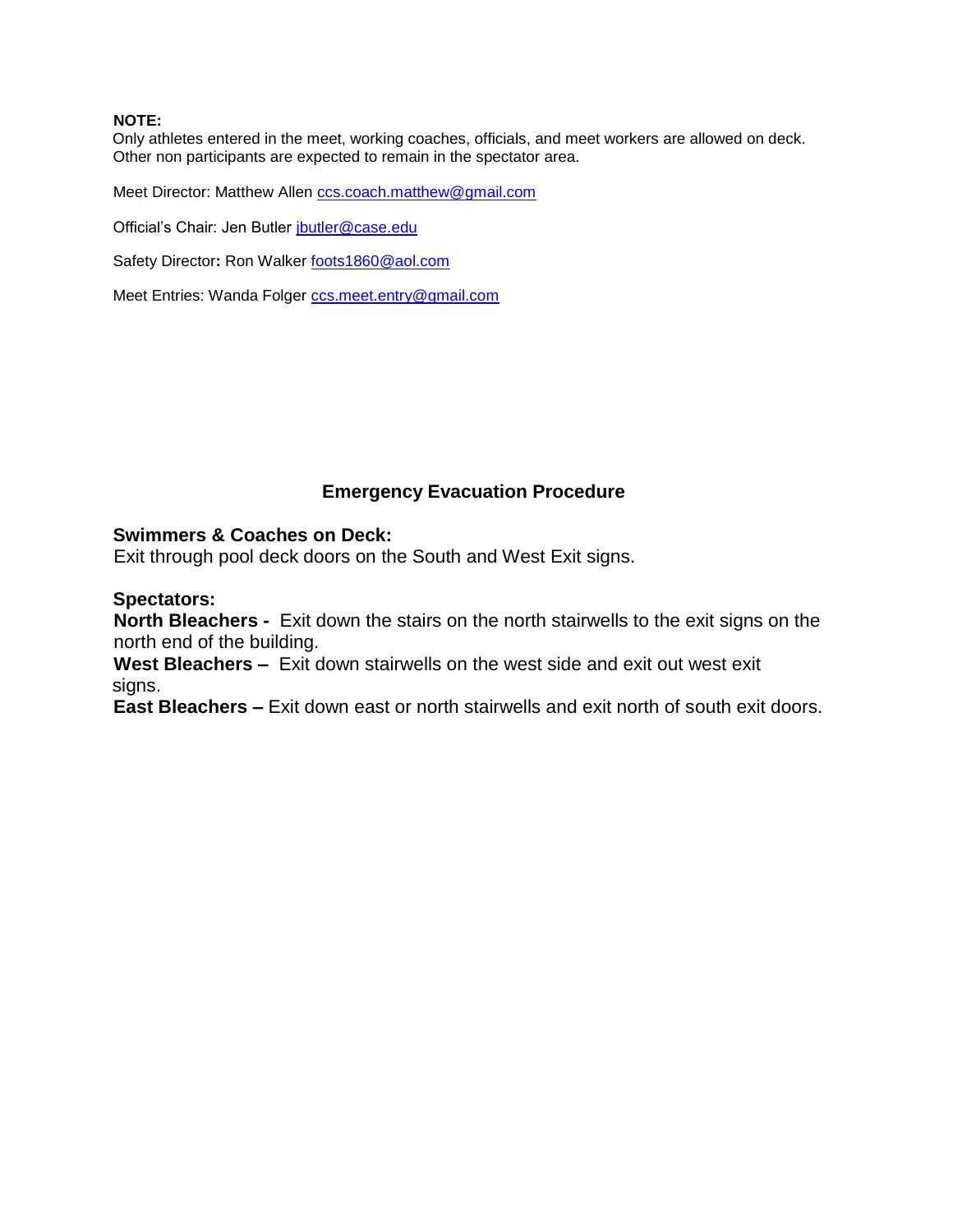**NOTE:**
Only athletes entered in the meet, working coaches, officials, and meet workers are allowed on deck. Other non participants are expected to remain in the spectator area.

Meet Director: Matthew Allen ccs.coach.matthew@gmail.com

Official's Chair: Jen Butler jbutler@case.edu

Safety Director**:** Ron Walker foots1860@aol.com

Meet Entries: Wanda Folger ccs.meet.entry@gmail.com

## Emergency Evacuation Procedure

**Swimmers & Coaches on Deck:**
Exit through pool deck doors on the South and West Exit signs.

**Spectators:**
**North Bleachers -** Exit down the stairs on the north stairwells to the exit signs on the north end of the building.
**West Bleachers –** Exit down stairwells on the west side and exit out west exit signs.
**East Bleachers –** Exit down east or north stairwells and exit north of south exit doors.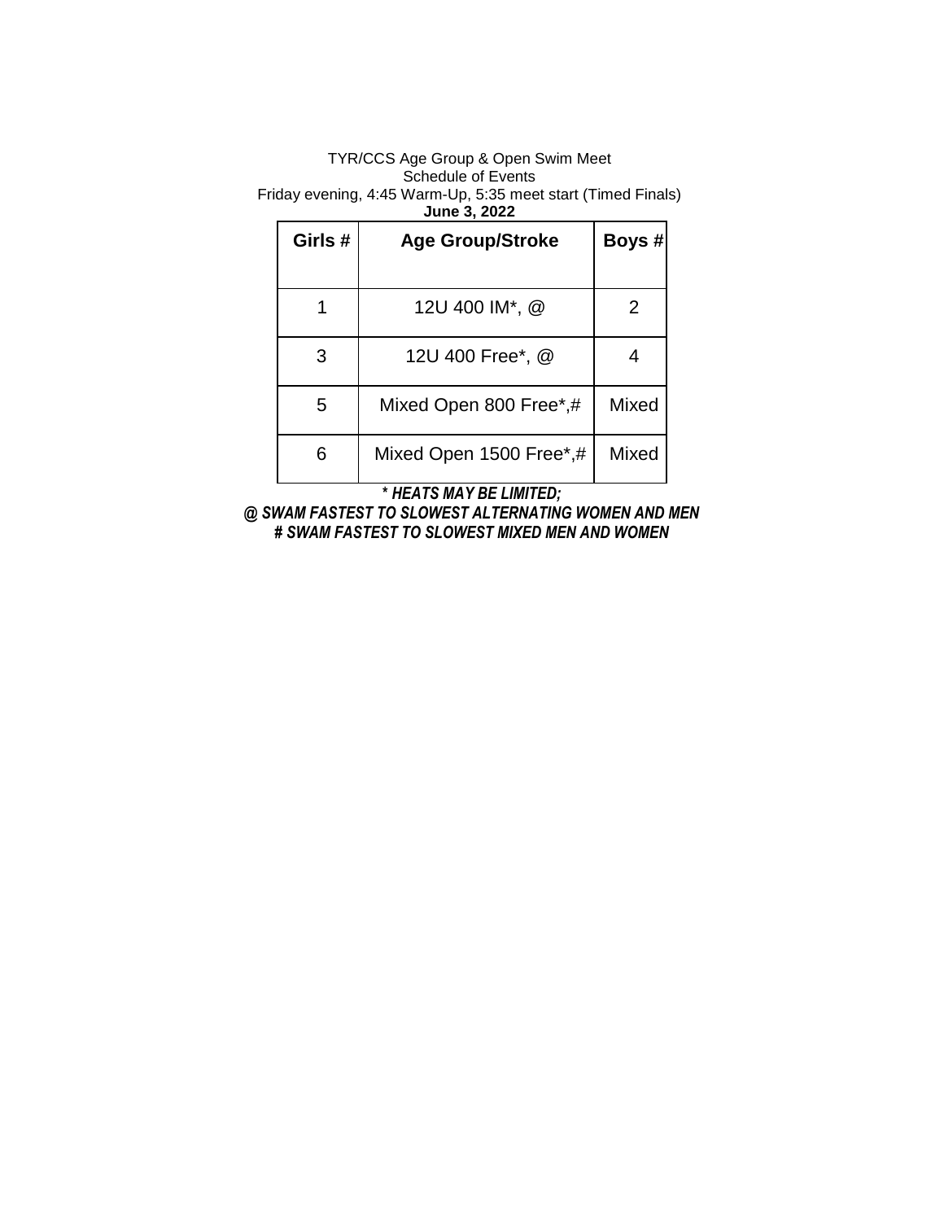TYR/CCS Age Group & Open Swim Meet
Schedule of Events
Friday evening, 4:45 Warm-Up, 5:35 meet start (Timed Finals)
**June 3, 2022**

| **Girls #** | **Age Group/Stroke** | **Boys #** |
| --- | --- | --- |
| 1 | 12U 400 IM*, @ | 2 |
| 3 | 12U 400 Free*, @ | 4 |
| 5 | Mixed Open 800 Free*,# | Mixed |
| 6 | Mixed Open 1500 Free*,# | Mixed |

***\* HEATS MAY BE LIMITED;***
***@ SWAM FASTEST TO SLOWEST ALTERNATING WOMEN AND MEN***
***# SWAM FASTEST TO SLOWEST MIXED MEN AND WOMEN***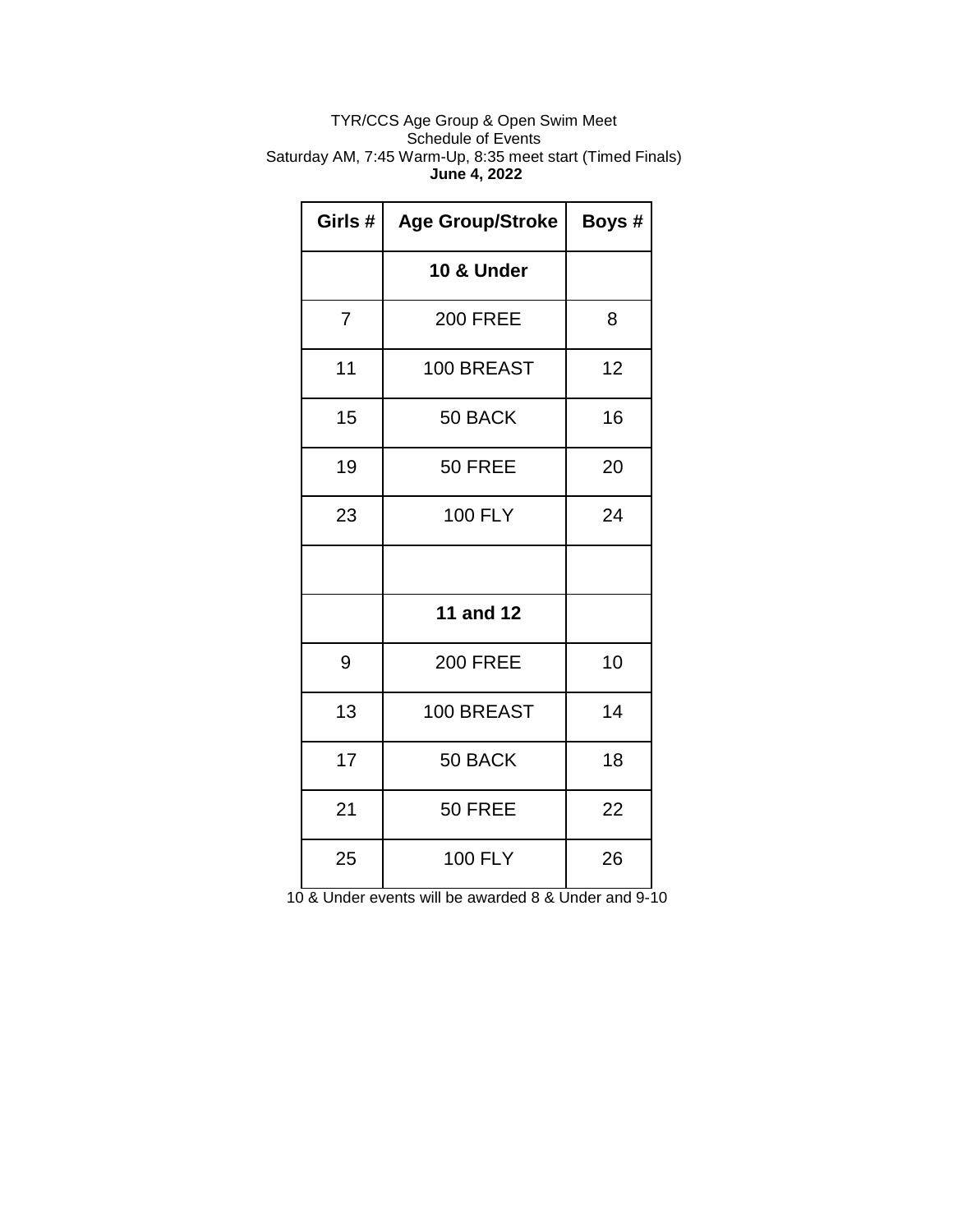TYR/CCS Age Group & Open Swim Meet
Schedule of Events
Saturday AM, 7:45 Warm-Up, 8:35 meet start (Timed Finals)
**June 4, 2022**

| Girls # | Age Group/Stroke | Boys # |
|---|---|---|
| | **10 & Under** | |
| 7 | 200 FREE | 8 |
| 11 | 100 BREAST | 12 |
| 15 | 50 BACK | 16 |
| 19 | 50 FREE | 20 |
| 23 | 100 FLY | 24 |
| | | |
| | **11 and 12** | |
| 9 | 200 FREE | 10 |
| 13 | 100 BREAST | 14 |
| 17 | 50 BACK | 18 |
| 21 | 50 FREE | 22 |
| 25 | 100 FLY | 26 |

10 & Under events will be awarded 8 & Under and 9-10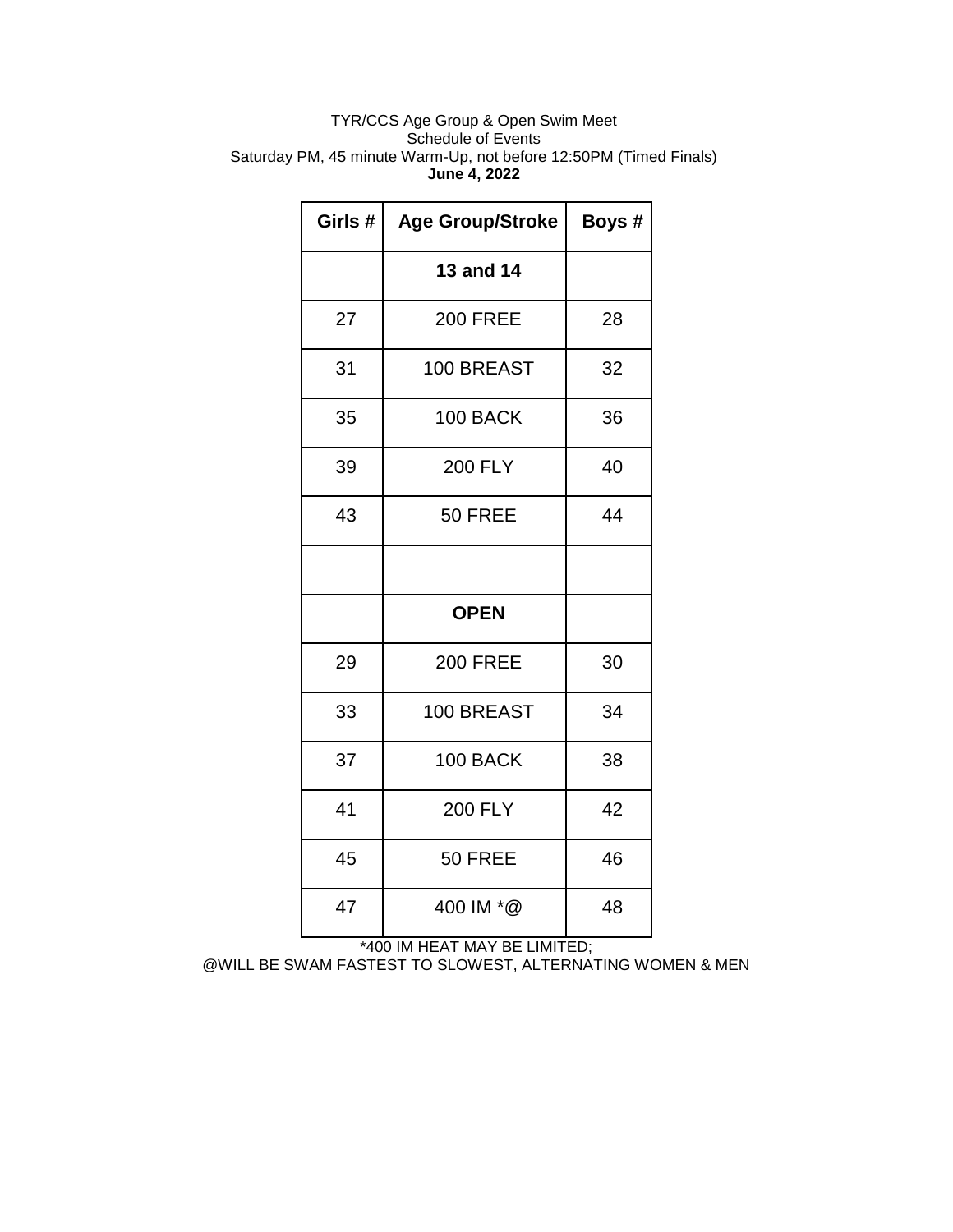TYR/CCS Age Group & Open Swim Meet
Schedule of Events
Saturday PM, 45 minute Warm-Up, not before 12:50PM (Timed Finals)
**June 4, 2022**

| Girls # | Age Group/Stroke | Boys # |
|---|---|---|
| | **13 and 14** | |
| 27 | 200 FREE | 28 |
| 31 | 100 BREAST | 32 |
| 35 | 100 BACK | 36 |
| 39 | 200 FLY | 40 |
| 43 | 50 FREE | 44 |
| | | |
| | **OPEN** | |
| 29 | 200 FREE | 30 |
| 33 | 100 BREAST | 34 |
| 37 | 100 BACK | 38 |
| 41 | 200 FLY | 42 |
| 45 | 50 FREE | 46 |
| 47 | 400 IM *@ | 48 |

*400 IM HEAT MAY BE LIMITED;
@WILL BE SWAM FASTEST TO SLOWEST, ALTERNATING WOMEN & MEN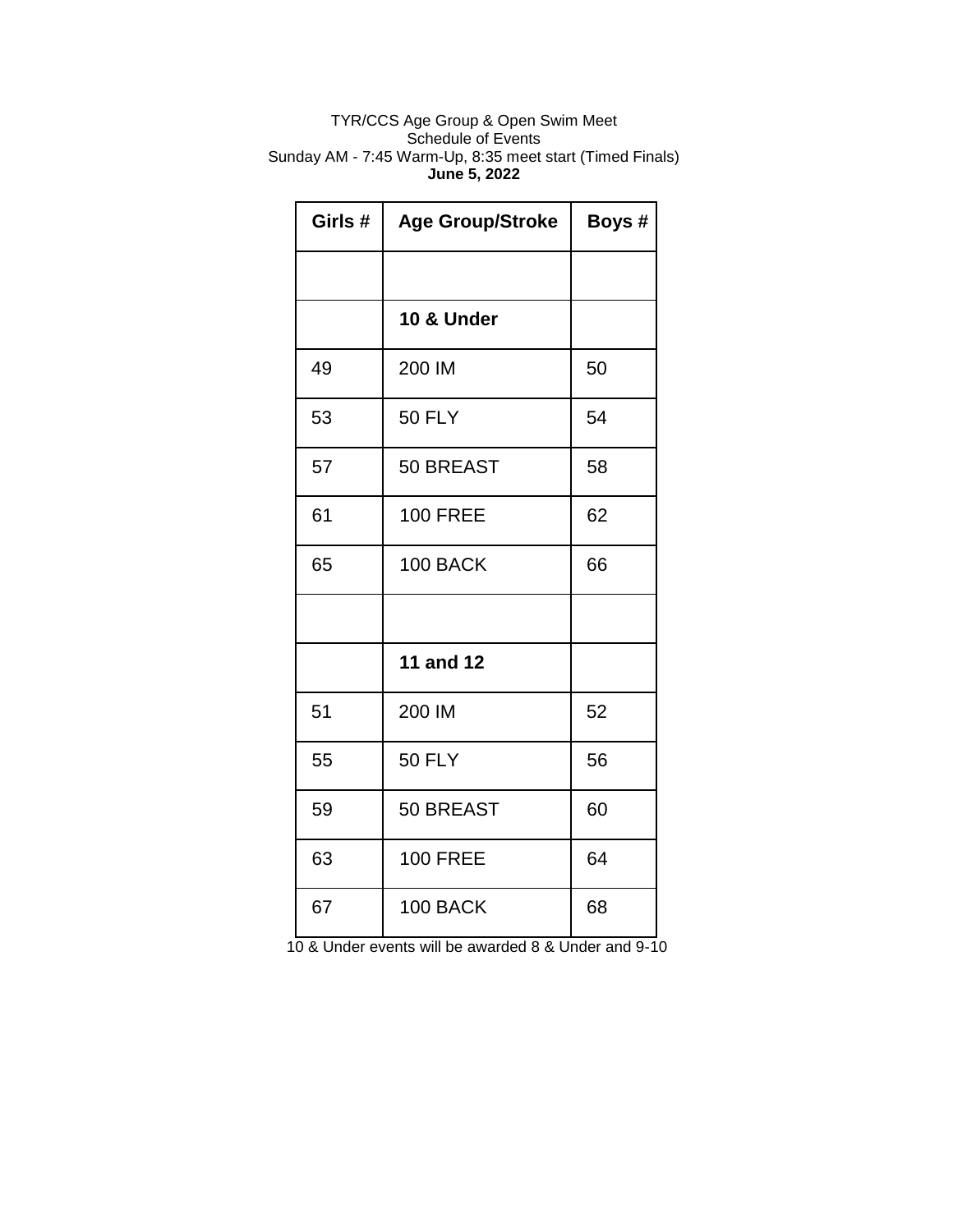TYR/CCS Age Group & Open Swim Meet
Schedule of Events
Sunday AM - 7:45 Warm-Up, 8:35 meet start (Timed Finals)
**June 5, 2022**

| Girls # | Age Group/Stroke | Boys # |
|---|---|---|
| | | |
| | **10 & Under** | |
| 49 | 200 IM | 50 |
| 53 | 50 FLY | 54 |
| 57 | 50 BREAST | 58 |
| 61 | 100 FREE | 62 |
| 65 | 100 BACK | 66 |
| | | |
| | **11 and 12** | |
| 51 | 200 IM | 52 |
| 55 | 50 FLY | 56 |
| 59 | 50 BREAST | 60 |
| 63 | 100 FREE | 64 |
| 67 | 100 BACK | 68 |

10 & Under events will be awarded 8 & Under and 9-10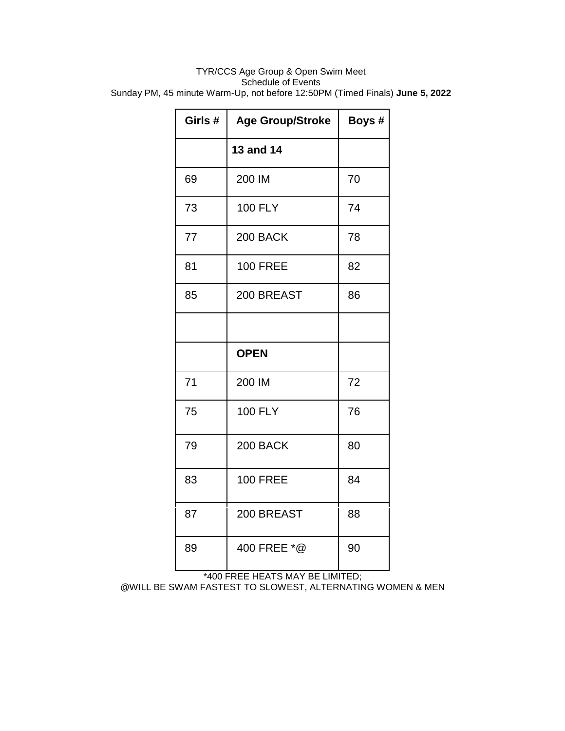TYR/CCS Age Group & Open Swim Meet
Schedule of Events
Sunday PM, 45 minute Warm-Up, not before 12:50PM (Timed Finals) **June 5, 2022**

| Girls # | Age Group/Stroke | Boys # |
|---|---|---|
| | **13 and 14** | |
| 69 | 200 IM | 70 |
| 73 | 100 FLY | 74 |
| 77 | 200 BACK | 78 |
| 81 | 100 FREE | 82 |
| 85 | 200 BREAST | 86 |
| | | |
| | **OPEN** | |
| 71 | 200 IM | 72 |
| 75 | 100 FLY | 76 |
| 79 | 200 BACK | 80 |
| 83 | 100 FREE | 84 |
| 87 | 200 BREAST | 88 |
| 89 | 400 FREE *@ | 90 |

*400 FREE HEATS MAY BE LIMITED;
@WILL BE SWAM FASTEST TO SLOWEST, ALTERNATING WOMEN & MEN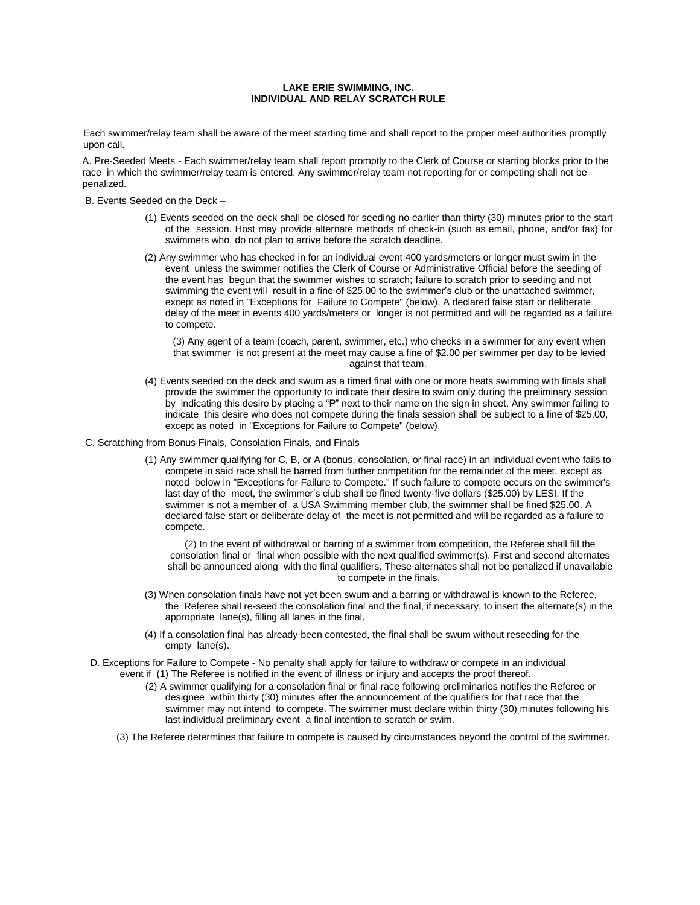**LAKE ERIE SWIMMING, INC.**
**INDIVIDUAL AND RELAY SCRATCH RULE**

Each swimmer/relay team shall be aware of the meet starting time and shall report to the proper meet authorities promptly upon call.

A. Pre-Seeded Meets - Each swimmer/relay team shall report promptly to the Clerk of Course or starting blocks prior to the race in which the swimmer/relay team is entered. Any swimmer/relay team not reporting for or competing shall not be penalized.

B. Events Seeded on the Deck –

(1) Events seeded on the deck shall be closed for seeding no earlier than thirty (30) minutes prior to the start of the session. Host may provide alternate methods of check-in (such as email, phone, and/or fax) for swimmers who do not plan to arrive before the scratch deadline.

(2) Any swimmer who has checked in for an individual event 400 yards/meters or longer must swim in the event unless the swimmer notifies the Clerk of Course or Administrative Official before the seeding of the event has begun that the swimmer wishes to scratch; failure to scratch prior to seeding and not swimming the event will result in a fine of $25.00 to the swimmer's club or the unattached swimmer, except as noted in "Exceptions for Failure to Compete" (below). A declared false start or deliberate delay of the meet in events 400 yards/meters or longer is not permitted and will be regarded as a failure to compete.

(3) Any agent of a team (coach, parent, swimmer, etc.) who checks in a swimmer for any event when that swimmer is not present at the meet may cause a fine of $2.00 per swimmer per day to be levied against that team.

(4) Events seeded on the deck and swum as a timed final with one or more heats swimming with finals shall provide the swimmer the opportunity to indicate their desire to swim only during the preliminary session by indicating this desire by placing a "P" next to their name on the sign in sheet. Any swimmer failing to indicate this desire who does not compete during the finals session shall be subject to a fine of $25.00, except as noted in "Exceptions for Failure to Compete" (below).

C. Scratching from Bonus Finals, Consolation Finals, and Finals

(1) Any swimmer qualifying for C, B, or A (bonus, consolation, or final race) in an individual event who fails to compete in said race shall be barred from further competition for the remainder of the meet, except as noted below in "Exceptions for Failure to Compete." If such failure to compete occurs on the swimmer's last day of the meet, the swimmer's club shall be fined twenty-five dollars ($25.00) by LESI. If the swimmer is not a member of a USA Swimming member club, the swimmer shall be fined $25.00. A declared false start or deliberate delay of the meet is not permitted and will be regarded as a failure to compete.

(2) In the event of withdrawal or barring of a swimmer from competition, the Referee shall fill the consolation final or final when possible with the next qualified swimmer(s). First and second alternates shall be announced along with the final qualifiers. These alternates shall not be penalized if unavailable to compete in the finals.

(3) When consolation finals have not yet been swum and a barring or withdrawal is known to the Referee, the Referee shall re-seed the consolation final and the final, if necessary, to insert the alternate(s) in the appropriate lane(s), filling all lanes in the final.

(4) If a consolation final has already been contested, the final shall be swum without reseeding for the empty lane(s).

D. Exceptions for Failure to Compete - No penalty shall apply for failure to withdraw or compete in an individual event if (1) The Referee is notified in the event of illness or injury and accepts the proof thereof.

(2) A swimmer qualifying for a consolation final or final race following preliminaries notifies the Referee or designee within thirty (30) minutes after the announcement of the qualifiers for that race that the swimmer may not intend to compete. The swimmer must declare within thirty (30) minutes following his last individual preliminary event a final intention to scratch or swim.

(3) The Referee determines that failure to compete is caused by circumstances beyond the control of the swimmer.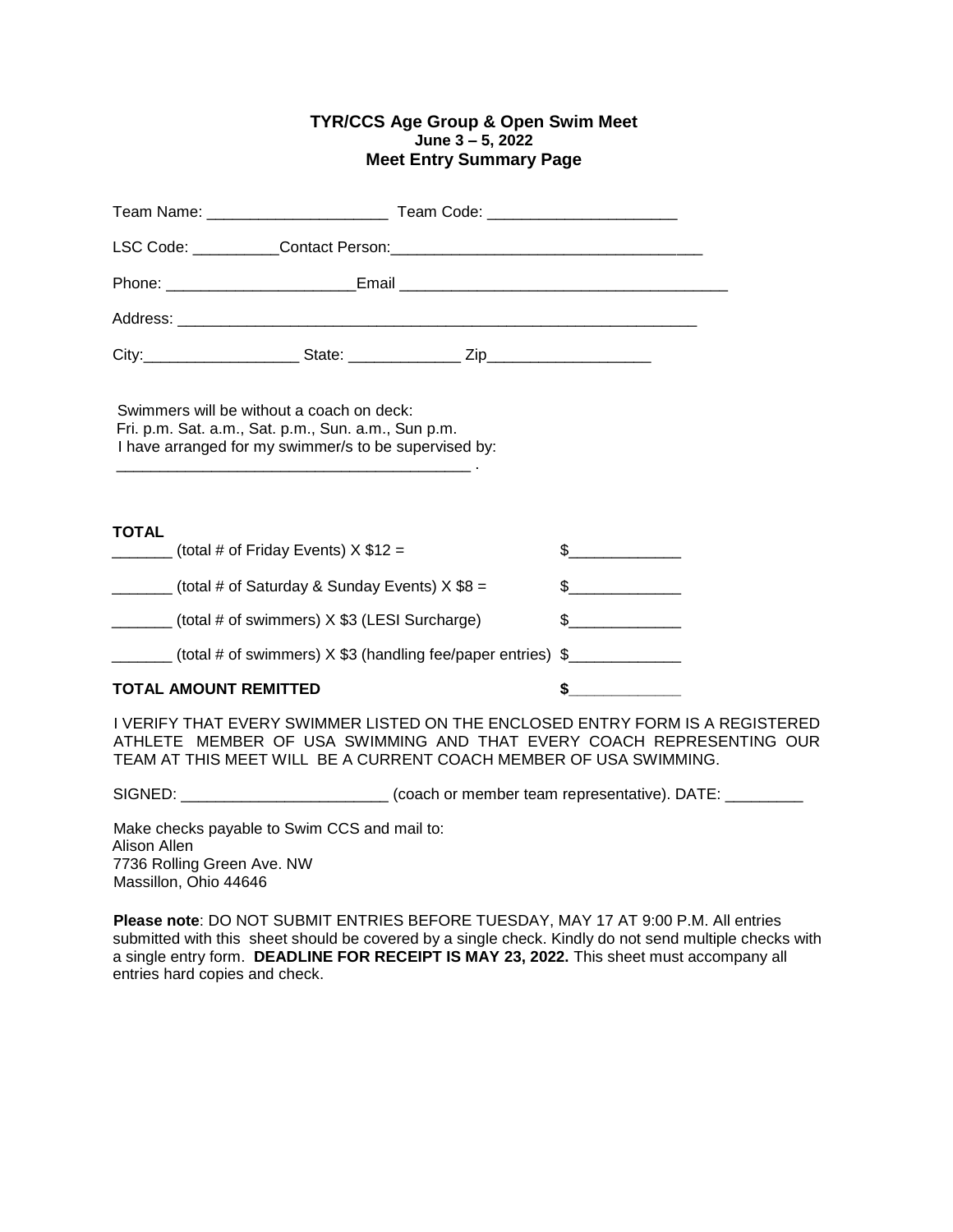**TYR/CCS Age Group & Open Swim Meet**
**June 3 – 5, 2022**
**Meet Entry Summary Page**

Team Name: _____________________ Team Code: ______________________

LSC Code: __________Contact Person:____________________________________

Phone: ______________________Email ______________________________________

Address: _________________________________________________________________

City:__________________ State: _____________ Zip___________________

Swimmers will be without a coach on deck:
Fri. p.m. Sat. a.m., Sat. p.m., Sun. a.m., Sun p.m.
I have arranged for my swimmer/s to be supervised by:
__________________________________________ .

**TOTAL**

_______ (total # of Friday Events) X $12 = $_____________

_______ (total # of Saturday & Sunday Events) X $8 = $_____________

_______ (total # of swimmers) X $3 (LESI Surcharge) $_____________

_______ (total # of swimmers) X $3 (handling fee/paper entries) $_____________

**TOTAL AMOUNT REMITTED** **$_____________**

I VERIFY THAT EVERY SWIMMER LISTED ON THE ENCLOSED ENTRY FORM IS A REGISTERED ATHLETE MEMBER OF USA SWIMMING AND THAT EVERY COACH REPRESENTING OUR TEAM AT THIS MEET WILL BE A CURRENT COACH MEMBER OF USA SWIMMING.

SIGNED: ________________________ (coach or member team representative). DATE: _________

Make checks payable to Swim CCS and mail to:
Alison Allen
7736 Rolling Green Ave. NW
Massillon, Ohio 44646

**Please note**: DO NOT SUBMIT ENTRIES BEFORE TUESDAY, MAY 17 AT 9:00 P.M. All entries submitted with this sheet should be covered by a single check. Kindly do not send multiple checks with a single entry form. **DEADLINE FOR RECEIPT IS MAY 23, 2022.** This sheet must accompany all entries hard copies and check.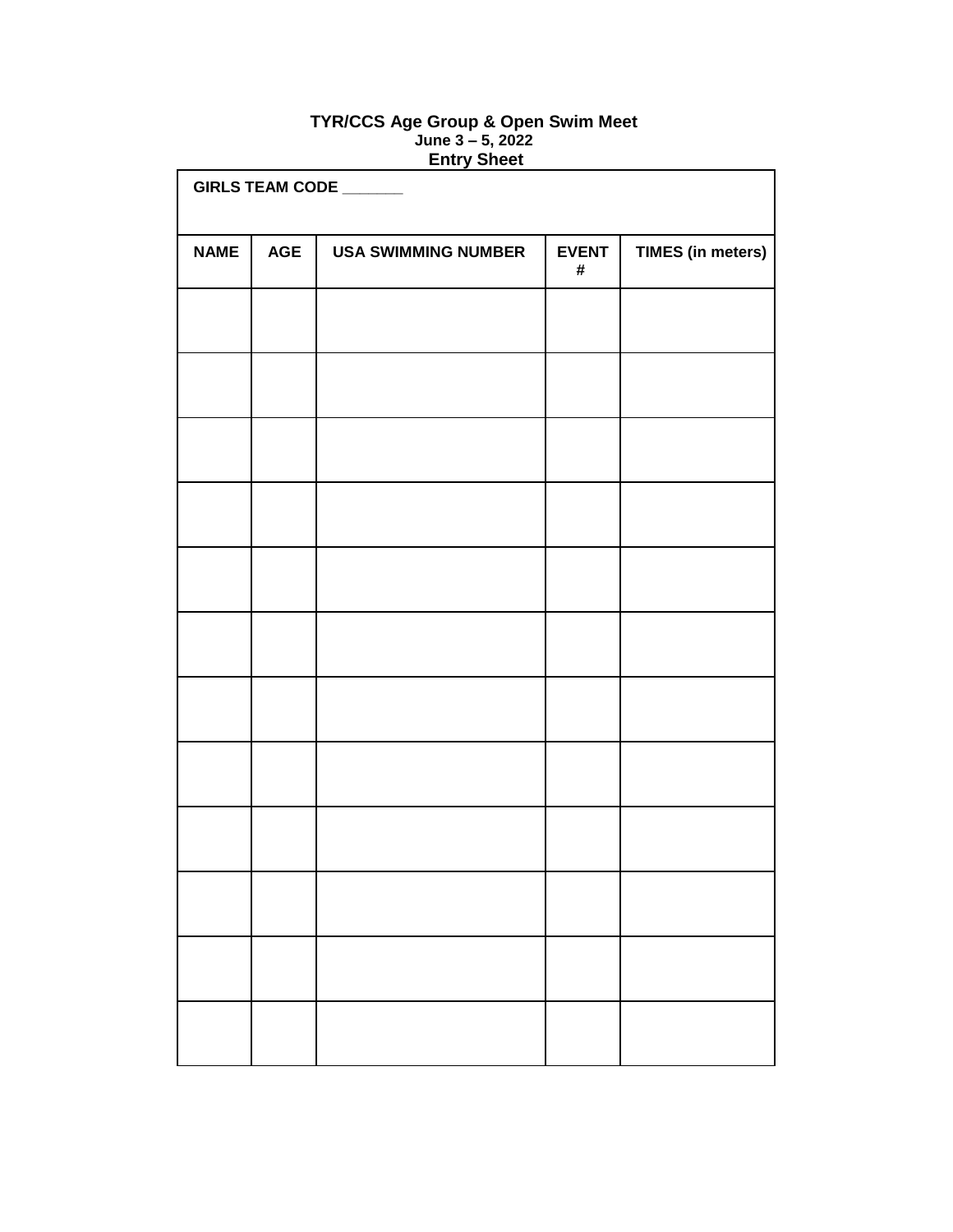**TYR/CCS Age Group & Open Swim Meet**
**June 3 – 5, 2022**
**Entry Sheet**

**GIRLS TEAM CODE _______**

| NAME | AGE | USA SWIMMING NUMBER | EVENT # | TIMES (in meters) |
|---|---|---|---|---|
| | | | | |
| | | | | |
| | | | | |
| | | | | |
| | | | | |
| | | | | |
| | | | | |
| | | | | |
| | | | | |
| | | | | |
| | | | | |
| | | | | |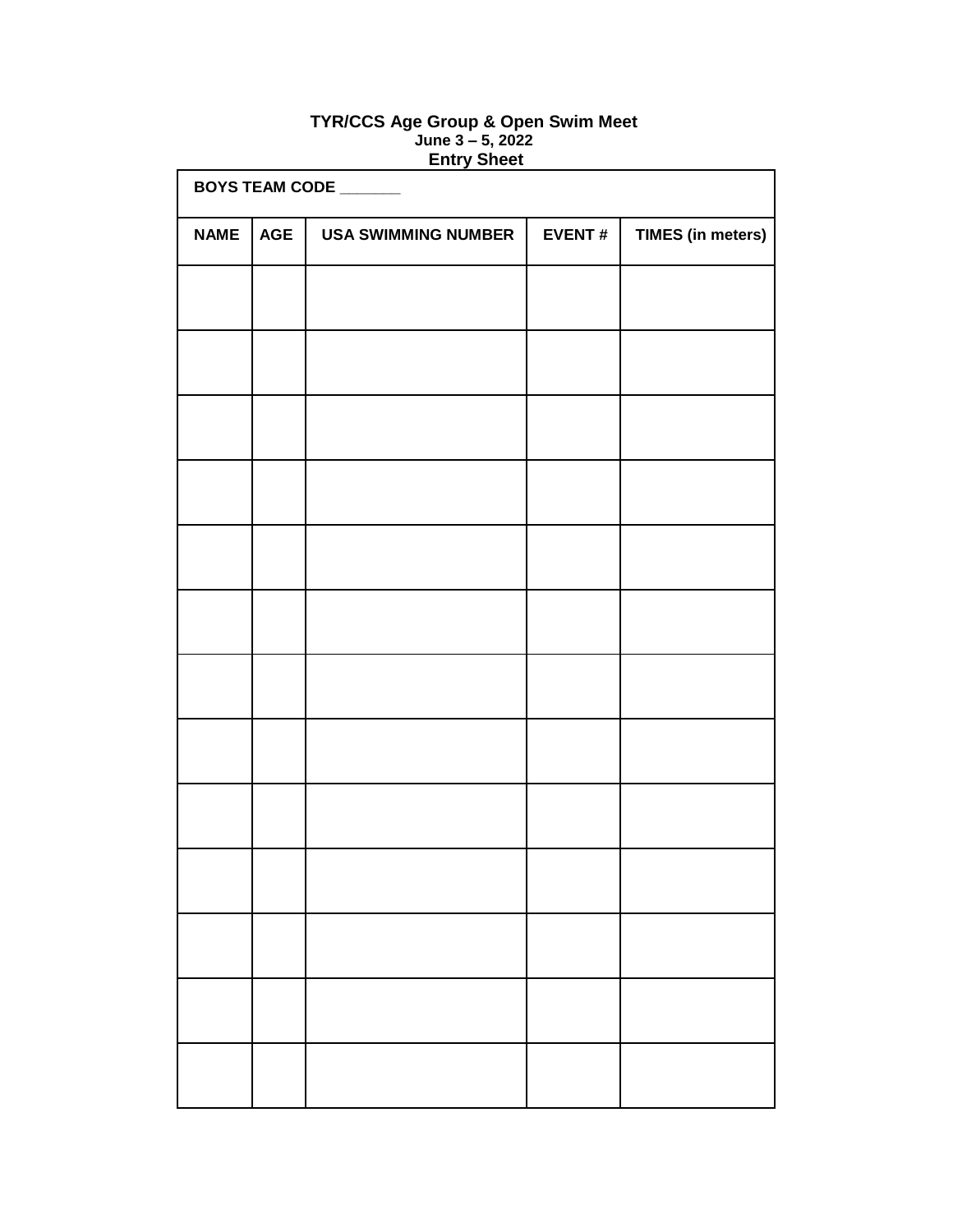**TYR/CCS Age Group & Open Swim Meet**
**June 3 – 5, 2022**
**Entry Sheet**

**BOYS TEAM CODE _______**

| NAME | AGE | USA SWIMMING NUMBER | EVENT # | TIMES (in meters) |
|---|---|---|---|---|
| | | | | |
| | | | | |
| | | | | |
| | | | | |
| | | | | |
| | | | | |
| | | | | |
| | | | | |
| | | | | |
| | | | | |
| | | | | |
| | | | | |
| | | | | |